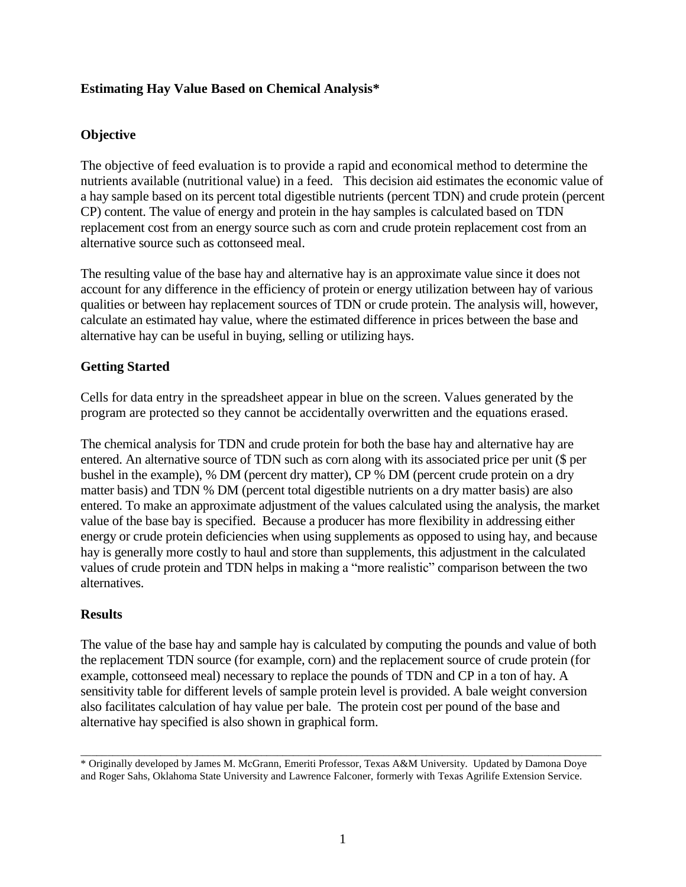**Estimating Hay Value Based on Chemical Analysis***

**Objective**

The objective of feed evaluation is to provide a rapid and economical method to determine the nutrients available (nutritional value) in a feed. This decision aid estimates the economic value of a hay sample based on its percent total digestible nutrients (percent TDN) and crude protein (percent CP) content. The value of energy and protein in the hay samples is calculated based on TDN replacement cost from an energy source such as corn and crude protein replacement cost from an alternative source such as cottonseed meal.

The resulting value of the base hay and alternative hay is an approximate value since it does not account for any difference in the efficiency of protein or energy utilization between hay of various qualities or between hay replacement sources of TDN or crude protein. The analysis will, however, calculate an estimated hay value, where the estimated difference in prices between the base and alternative hay can be useful in buying, selling or utilizing hays.

**Getting Started**

Cells for data entry in the spreadsheet appear in blue on the screen. Values generated by the program are protected so they cannot be accidentally overwritten and the equations erased.

The chemical analysis for TDN and crude protein for both the base hay and alternative hay are entered. An alternative source of TDN such as corn along with its associated price per unit ($ per bushel in the example), % DM (percent dry matter), CP % DM (percent crude protein on a dry matter basis) and TDN % DM (percent total digestible nutrients on a dry matter basis) are also entered. To make an approximate adjustment of the values calculated using the analysis, the market value of the base bay is specified. Because a producer has more flexibility in addressing either energy or crude protein deficiencies when using supplements as opposed to using hay, and because hay is generally more costly to haul and store than supplements, this adjustment in the calculated values of crude protein and TDN helps in making a "more realistic" comparison between the two alternatives.

**Results**

The value of the base hay and sample hay is calculated by computing the pounds and value of both the replacement TDN source (for example, corn) and the replacement source of crude protein (for example, cottonseed meal) necessary to replace the pounds of TDN and CP in a ton of hay. A sensitivity table for different levels of sample protein level is provided. A bale weight conversion also facilitates calculation of hay value per bale. The protein cost per pound of the base and alternative hay specified is also shown in graphical form.

---

* Originally developed by James M. McGrann, Emeriti Professor, Texas A&M University. Updated by Damona Doye and Roger Sahs, Oklahoma State University and Lawrence Falconer, formerly with Texas Agrilife Extension Service.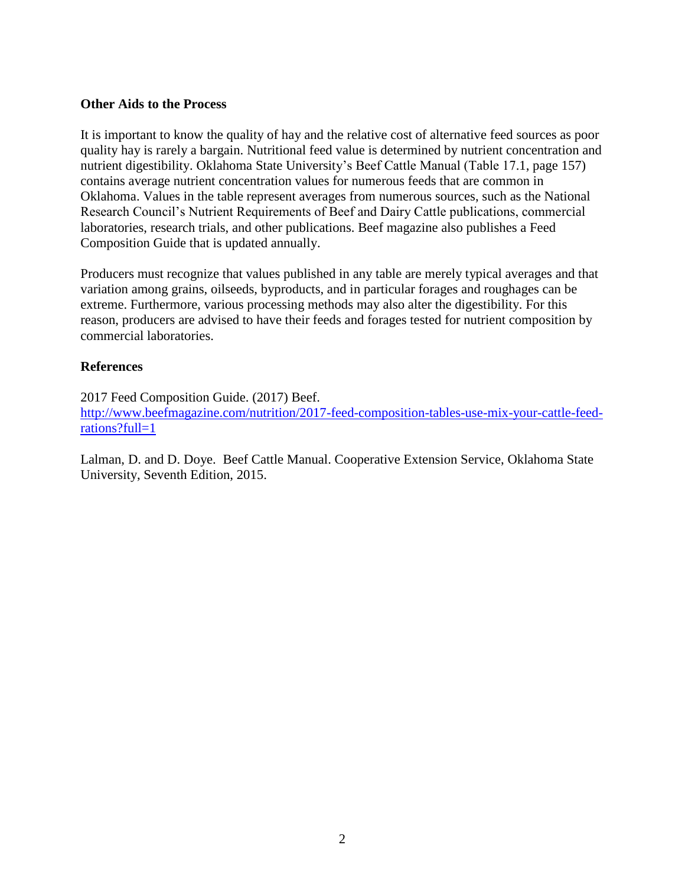## Other Aids to the Process

It is important to know the quality of hay and the relative cost of alternative feed sources as poor quality hay is rarely a bargain. Nutritional feed value is determined by nutrient concentration and nutrient digestibility. Oklahoma State University's Beef Cattle Manual (Table 17.1, page 157) contains average nutrient concentration values for numerous feeds that are common in Oklahoma. Values in the table represent averages from numerous sources, such as the National Research Council's Nutrient Requirements of Beef and Dairy Cattle publications, commercial laboratories, research trials, and other publications. Beef magazine also publishes a Feed Composition Guide that is updated annually.

Producers must recognize that values published in any table are merely typical averages and that variation among grains, oilseeds, byproducts, and in particular forages and roughages can be extreme. Furthermore, various processing methods may also alter the digestibility. For this reason, producers are advised to have their feeds and forages tested for nutrient composition by commercial laboratories.

## References

2017 Feed Composition Guide. (2017) Beef. [http://www.beefmagazine.com/nutrition/2017-feed-composition-tables-use-mix-your-cattle-feed-rations?full=1](http://www.beefmagazine.com/nutrition/2017-feed-composition-tables-use-mix-your-cattle-feed-rations?full=1)

Lalman, D. and D. Doye. Beef Cattle Manual. Cooperative Extension Service, Oklahoma State University, Seventh Edition, 2015.